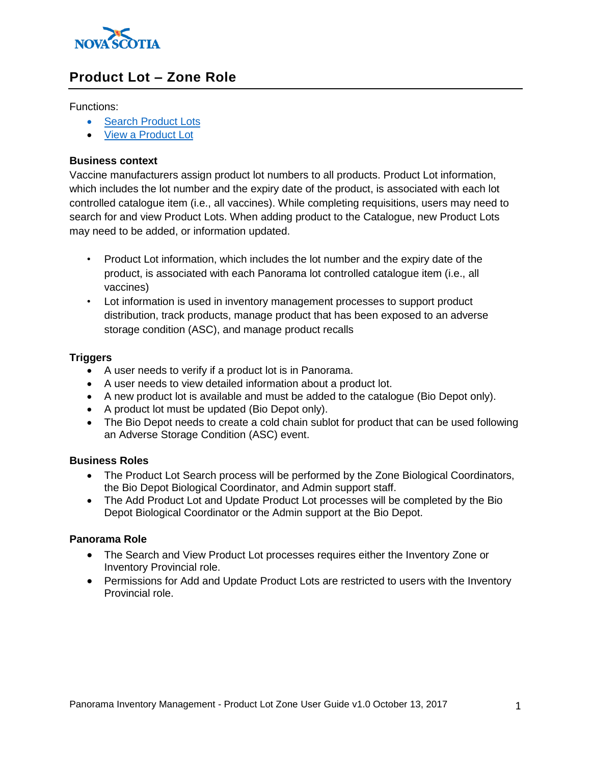# Product Lot – Zone Role

Functions:

- Search Product Lots
- View a Product Lot

**Business context**

Vaccine manufacturers assign product lot numbers to all products. Product Lot information, which includes the lot number and the expiry date of the product, is associated with each lot controlled catalogue item (i.e., all vaccines). While completing requisitions, users may need to search for and view Product Lots. When adding product to the Catalogue, new Product Lots may need to be added, or information updated.

- Product Lot information, which includes the lot number and the expiry date of the product, is associated with each Panorama lot controlled catalogue item (i.e., all vaccines)
- Lot information is used in inventory management processes to support product distribution, track products, manage product that has been exposed to an adverse storage condition (ASC), and manage product recalls

**Triggers**

- A user needs to verify if a product lot is in Panorama.
- A user needs to view detailed information about a product lot.
- A new product lot is available and must be added to the catalogue (Bio Depot only).
- A product lot must be updated (Bio Depot only).
- The Bio Depot needs to create a cold chain sublot for product that can be used following an Adverse Storage Condition (ASC) event.

**Business Roles**

- The Product Lot Search process will be performed by the Zone Biological Coordinators, the Bio Depot Biological Coordinator, and Admin support staff.
- The Add Product Lot and Update Product Lot processes will be completed by the Bio Depot Biological Coordinator or the Admin support at the Bio Depot.

**Panorama Role**

- The Search and View Product Lot processes requires either the Inventory Zone or Inventory Provincial role.
- Permissions for Add and Update Product Lots are restricted to users with the Inventory Provincial role.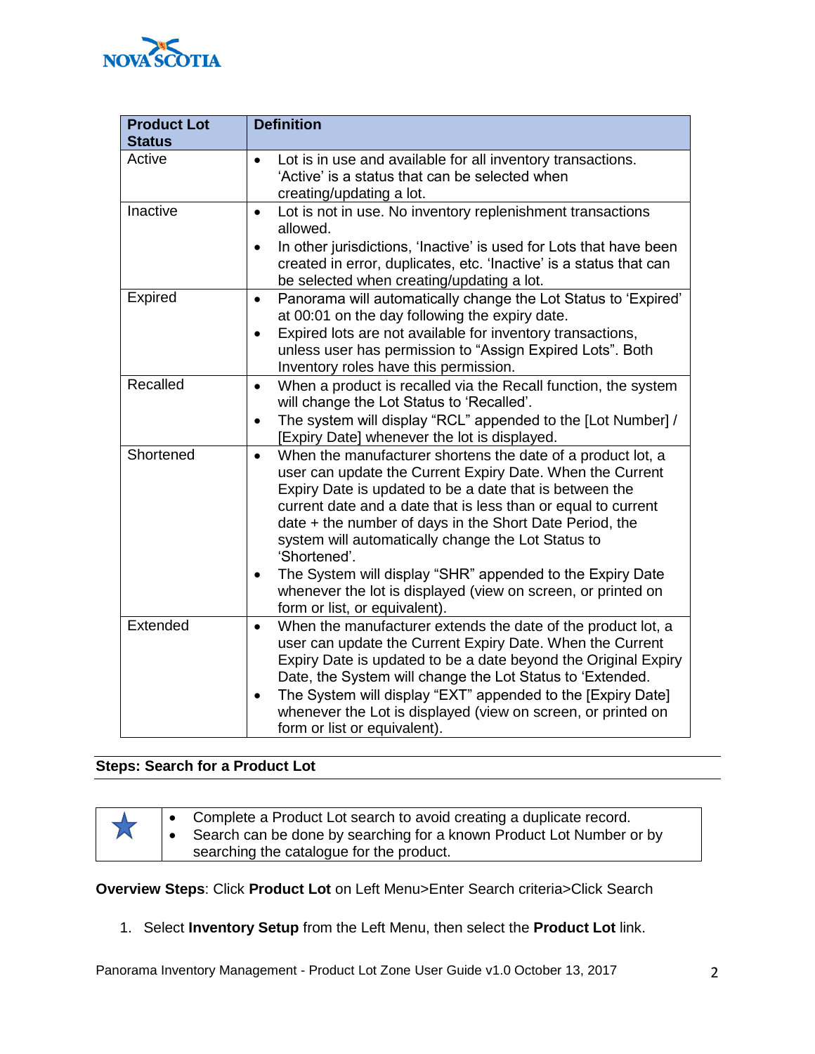| Product Lot Status | Definition |
|---|---|
| Active | • Lot is in use and available for all inventory transactions. 'Active' is a status that can be selected when creating/updating a lot. |
| Inactive | • Lot is not in use. No inventory replenishment transactions allowed.<br>• In other jurisdictions, 'Inactive' is used for Lots that have been created in error, duplicates, etc. 'Inactive' is a status that can be selected when creating/updating a lot. |
| Expired | • Panorama will automatically change the Lot Status to 'Expired' at 00:01 on the day following the expiry date.<br>• Expired lots are not available for inventory transactions, unless user has permission to "Assign Expired Lots". Both Inventory roles have this permission. |
| Recalled | • When a product is recalled via the Recall function, the system will change the Lot Status to 'Recalled'.<br>• The system will display "RCL" appended to the [Lot Number] / [Expiry Date] whenever the lot is displayed. |
| Shortened | • When the manufacturer shortens the date of a product lot, a user can update the Current Expiry Date. When the Current Expiry Date is updated to be a date that is between the current date and a date that is less than or equal to current date + the number of days in the Short Date Period, the system will automatically change the Lot Status to 'Shortened'.<br>• The System will display "SHR" appended to the Expiry Date whenever the lot is displayed (view on screen, or printed on form or list, or equivalent). |
| Extended | • When the manufacturer extends the date of the product lot, a user can update the Current Expiry Date. When the Current Expiry Date is updated to be a date beyond the Original Expiry Date, the System will change the Lot Status to 'Extended.<br>• The System will display "EXT" appended to the [Expiry Date] whenever the Lot is displayed (view on screen, or printed on form or list or equivalent). |

## Steps: Search for a Product Lot

- Complete a Product Lot search to avoid creating a duplicate record.
- Search can be done by searching for a known Product Lot Number or by searching the catalogue for the product.

**Overview Steps**: Click **Product Lot** on Left Menu>Enter Search criteria>Click Search

1. Select **Inventory Setup** from the Left Menu, then select the **Product Lot** link.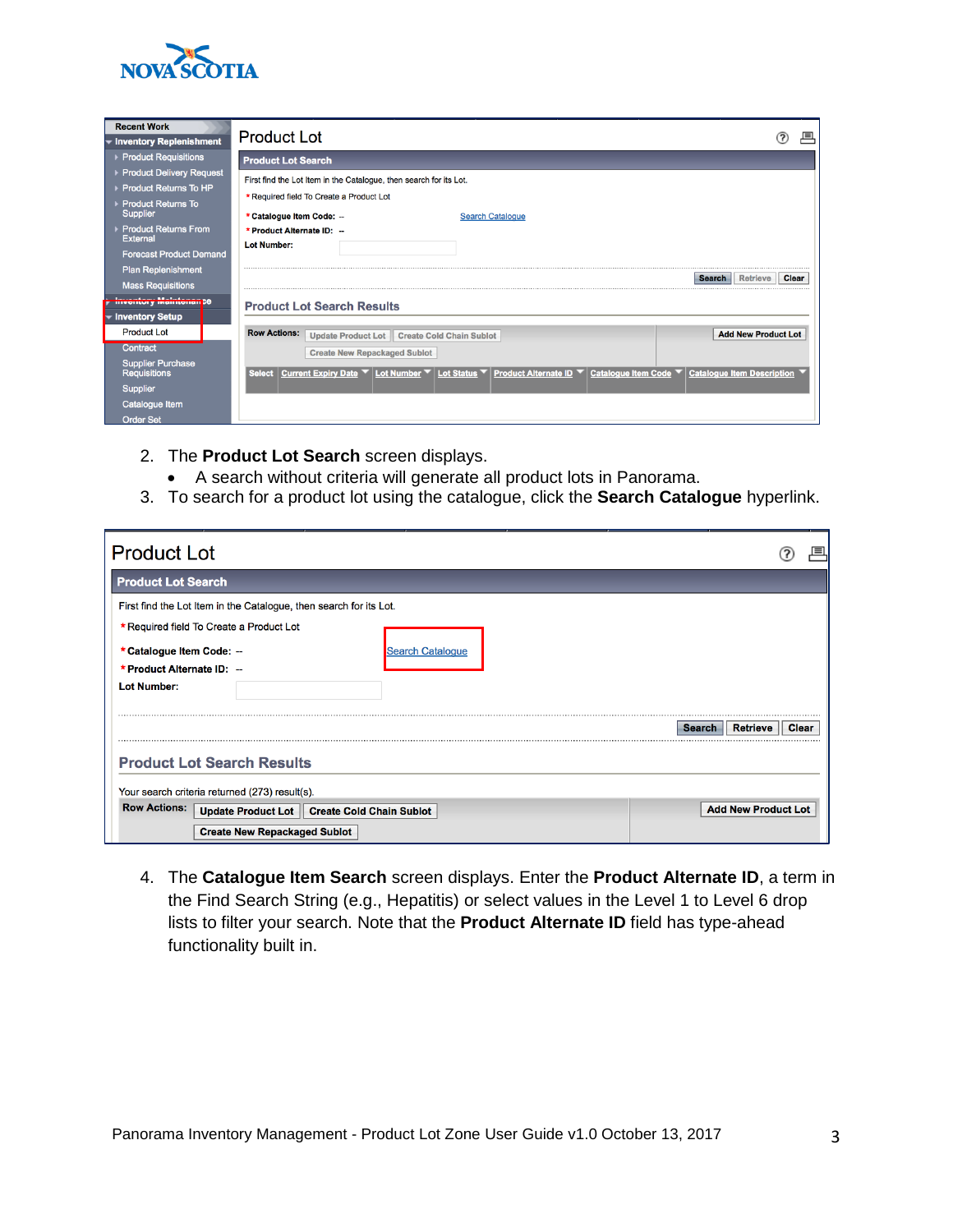2. The **Product Lot Search** screen displays.
   - A search without criteria will generate all product lots in Panorama.
3. To search for a product lot using the catalogue, click the **Search Catalogue** hyperlink.

4. The **Catalogue Item Search** screen displays. Enter the **Product Alternate ID**, a term in the Find Search String (e.g., Hepatitis) or select values in the Level 1 to Level 6 drop lists to filter your search. Note that the **Product Alternate ID** field has type-ahead functionality built in.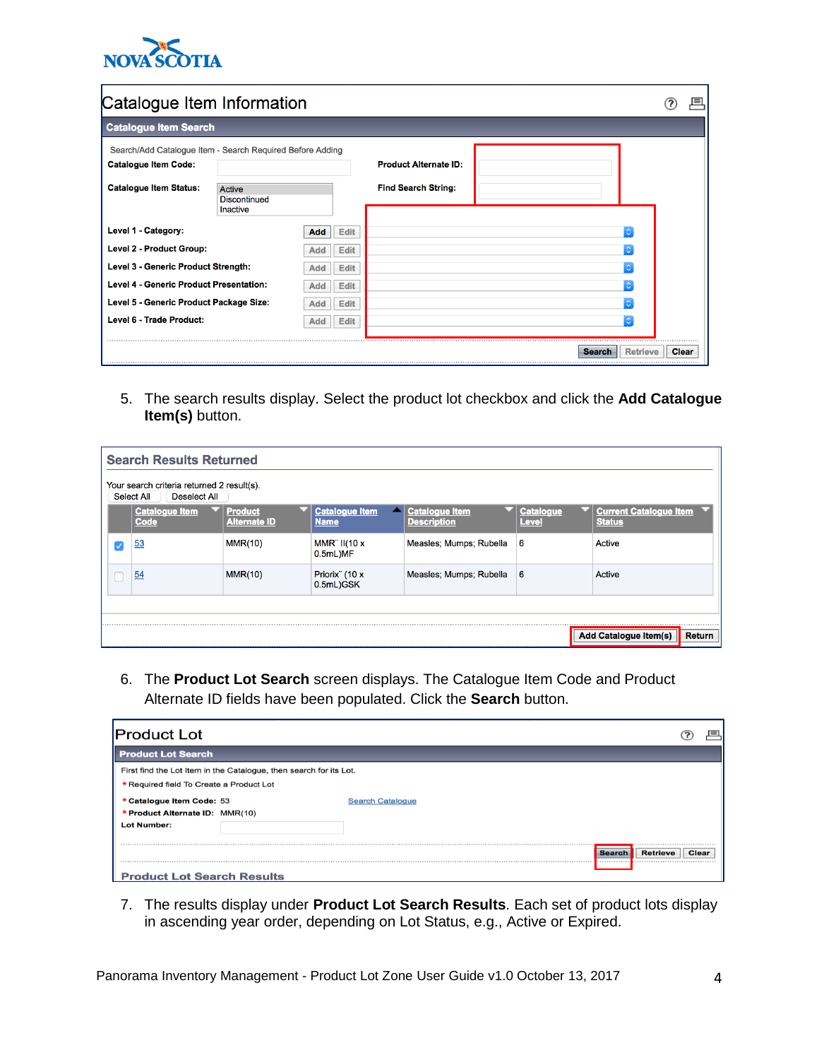Catalogue Item Information

**Catalogue Item Search**

Search/Add Catalogue Item - Search Required Before Adding

**Catalogue Item Code:**

**Product Alternate ID:**

**Catalogue Item Status:** Active / Discontinued / Inactive

**Find Search String:**

**Level 1 - Category:** Add Edit

**Level 2 - Product Group:** Add Edit

**Level 3 - Generic Product Strength:** Add Edit

**Level 4 - Generic Product Presentation:** Add Edit

**Level 5 - Generic Product Package Size:** Add Edit

**Level 6 - Trade Product:** Add Edit

Search Retrieve Clear

5. The search results display. Select the product lot checkbox and click the **Add Catalogue Item(s)** button.

**Search Results Returned**

Your search criteria returned 2 result(s).

Select All Deselect All

| | Catalogue Item Code | Product Alternate ID | Catalogue Item Name | Catalogue Item Description | Catalogue Level | Current Catalogue Item Status |
|---|---|---|---|---|---|---|
| ☑ | 53 | MMR(10) | MMR II(10 x 0.5mL)MF | Measles; Mumps; Rubella | 6 | Active |
| ☐ | 54 | MMR(10) | Priorix (10 x 0.5mL)GSK | Measles; Mumps; Rubella | 6 | Active |

Add Catalogue Item(s) Return

6. The **Product Lot Search** screen displays. The Catalogue Item Code and Product Alternate ID fields have been populated. Click the **Search** button.

Product Lot

**Product Lot Search**

First find the Lot Item in the Catalogue, then search for its Lot.

\* Required field To Create a Product Lot

\* **Catalogue Item Code:** 53 Search Catalogue

\* **Product Alternate ID:** MMR(10)

**Lot Number:**

Search Retrieve Clear

**Product Lot Search Results**

7. The results display under **Product Lot Search Results**. Each set of product lots display in ascending year order, depending on Lot Status, e.g., Active or Expired.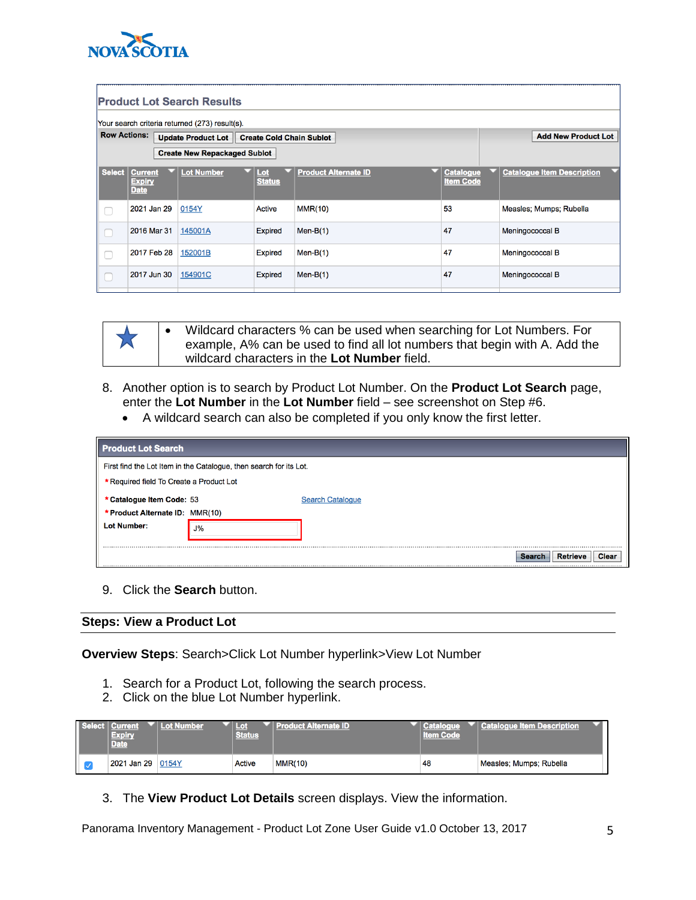**Product Lot Search Results**

Your search criteria returned (273) result(s).

Row Actions: Update Product Lot | Create Cold Chain Sublot | Create New Repackaged Sublot | Add New Product Lot

| Select | Current Expiry Date | Lot Number | Lot Status | Product Alternate ID | Catalogue Item Code | Catalogue Item Description |
|---|---|---|---|---|---|---|
| ☐ | 2021 Jan 29 | 0154Y | Active | MMR(10) | 53 | Measles; Mumps; Rubella |
| ☐ | 2016 Mar 31 | 145001A | Expired | Men-B(1) | 47 | Meningococcal B |
| ☐ | 2017 Feb 28 | 152001B | Expired | Men-B(1) | 47 | Meningococcal B |
| ☐ | 2017 Jun 30 | 154901C | Expired | Men-B(1) | 47 | Meningococcal B |

| | |
|---|---|
| ★ | • Wildcard characters % can be used when searching for Lot Numbers. For example, A% can be used to find all lot numbers that begin with A. Add the wildcard characters in the **Lot Number** field. |

8. Another option is to search by Product Lot Number. On the **Product Lot Search** page, enter the **Lot Number** in the **Lot Number** field – see screenshot on Step #6.
   - A wildcard search can also be completed if you only know the first letter.

**Product Lot Search**

First find the Lot Item in the Catalogue, then search for its Lot.

\* Required field To Create a Product Lot

\* **Catalogue Item Code:** 53 Search Catalogue

\* **Product Alternate ID:** MMR(10)

**Lot Number:** J%

Search | Retrieve | Clear

9. Click the **Search** button.

## Steps: View a Product Lot

**Overview Steps**: Search>Click Lot Number hyperlink>View Lot Number

1. Search for a Product Lot, following the search process.
2. Click on the blue Lot Number hyperlink.

| Select | Current Expiry Date | Lot Number | Lot Status | Product Alternate ID | Catalogue Item Code | Catalogue Item Description |
|---|---|---|---|---|---|---|
| ☑ | 2021 Jan 29 | 0154Y | Active | MMR(10) | 48 | Measles; Mumps; Rubella |

3. The **View Product Lot Details** screen displays. View the information.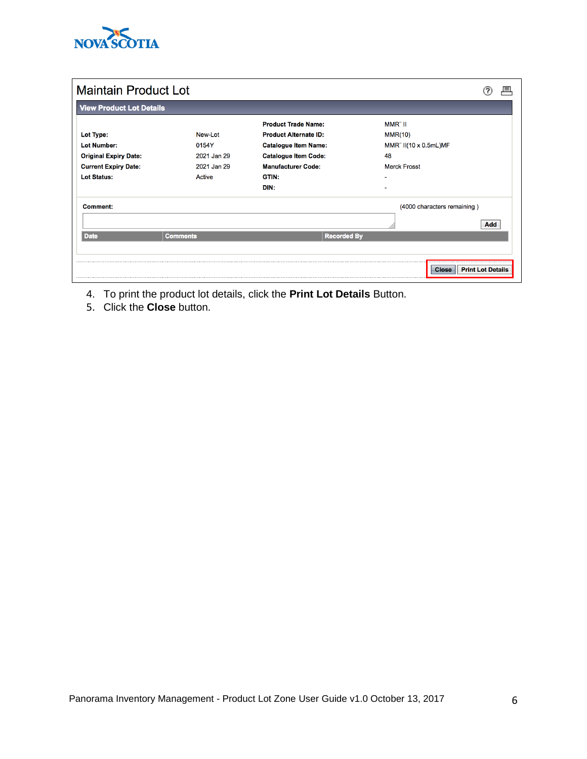Maintain Product Lot

View Product Lot Details

| | | | |
|---|---|---|---|
| | | **Product Trade Name:** | MMR˝ II |
| **Lot Type:** | New-Lot | **Product Alternate ID:** | MMR(10) |
| **Lot Number:** | 0154Y | **Catalogue Item Name:** | MMR˝ II(10 x 0.5mL)MF |
| **Original Expiry Date:** | 2021 Jan 29 | **Catalogue Item Code:** | 48 |
| **Current Expiry Date:** | 2021 Jan 29 | **Manufacturer Code:** | Merck Frosst |
| **Lot Status:** | Active | **GTIN:** | - |
| | | **DIN:** | - |

**Comment:** (4000 characters remaining )

Add

| Date | Comments | Recorded By |
|---|---|---|

Close | Print Lot Details

4. To print the product lot details, click the **Print Lot Details** Button.
5. Click the **Close** button.